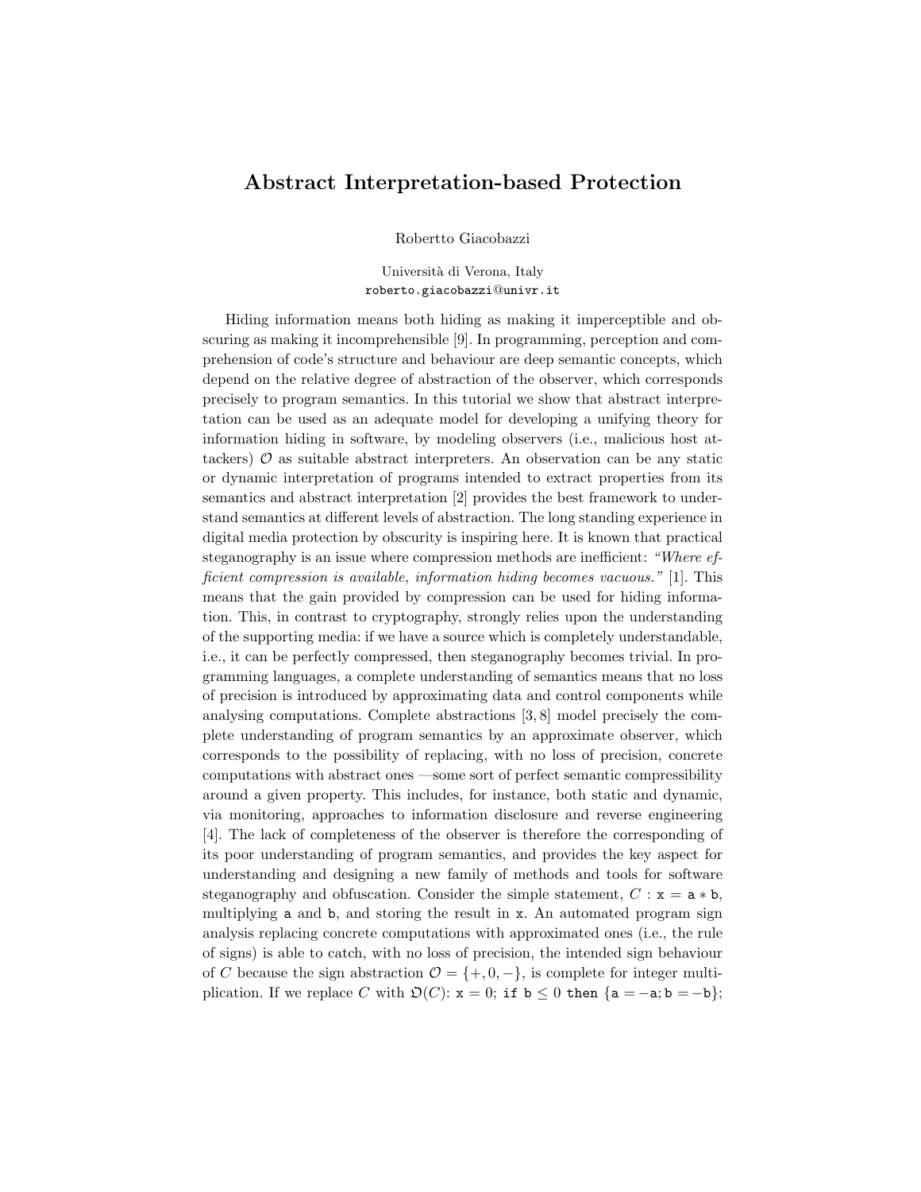# Abstract Interpretation-based Protection

Robertto Giacobazzi

Università di Verona, Italy
roberto.giacobazzi@univr.it

Hiding information means both hiding as making it imperceptible and obscuring as making it incomprehensible [9]. In programming, perception and comprehension of code's structure and behaviour are deep semantic concepts, which depend on the relative degree of abstraction of the observer, which corresponds precisely to program semantics. In this tutorial we show that abstract interpretation can be used as an adequate model for developing a unifying theory for information hiding in software, by modeling observers (i.e., malicious host attackers) $\mathcal{O}$ as suitable abstract interpreters. An observation can be any static or dynamic interpretation of programs intended to extract properties from its semantics and abstract interpretation [2] provides the best framework to understand semantics at different levels of abstraction. The long standing experience in digital media protection by obscurity is inspiring here. It is known that practical steganography is an issue where compression methods are inefficient: *"Where efficient compression is available, information hiding becomes vacuous."* [1]. This means that the gain provided by compression can be used for hiding information. This, in contrast to cryptography, strongly relies upon the understanding of the supporting media: if we have a source which is completely understandable, i.e., it can be perfectly compressed, then steganography becomes trivial. In programming languages, a complete understanding of semantics means that no loss of precision is introduced by approximating data and control components while analysing computations. Complete abstractions [3, 8] model precisely the complete understanding of program semantics by an approximate observer, which corresponds to the possibility of replacing, with no loss of precision, concrete computations with abstract ones —some sort of perfect semantic compressibility around a given property. This includes, for instance, both static and dynamic, via monitoring, approaches to information disclosure and reverse engineering [4]. The lack of completeness of the observer is therefore the corresponding of its poor understanding of program semantics, and provides the key aspect for understanding and designing a new family of methods and tools for software steganography and obfuscation. Consider the simple statement, $C$ : `x = a * b`, multiplying `a` and `b`, and storing the result in `x`. An automated program sign analysis replacing concrete computations with approximated ones (i.e., the rule of signs) is able to catch, with no loss of precision, the intended sign behaviour of $C$ because the sign abstraction $\mathcal{O} = \{+, 0, -\}$, is complete for integer multiplication. If we replace $C$ with $\mathfrak{O}(C)$: `x = 0; if b ≤ 0 then {a = −a; b = −b};`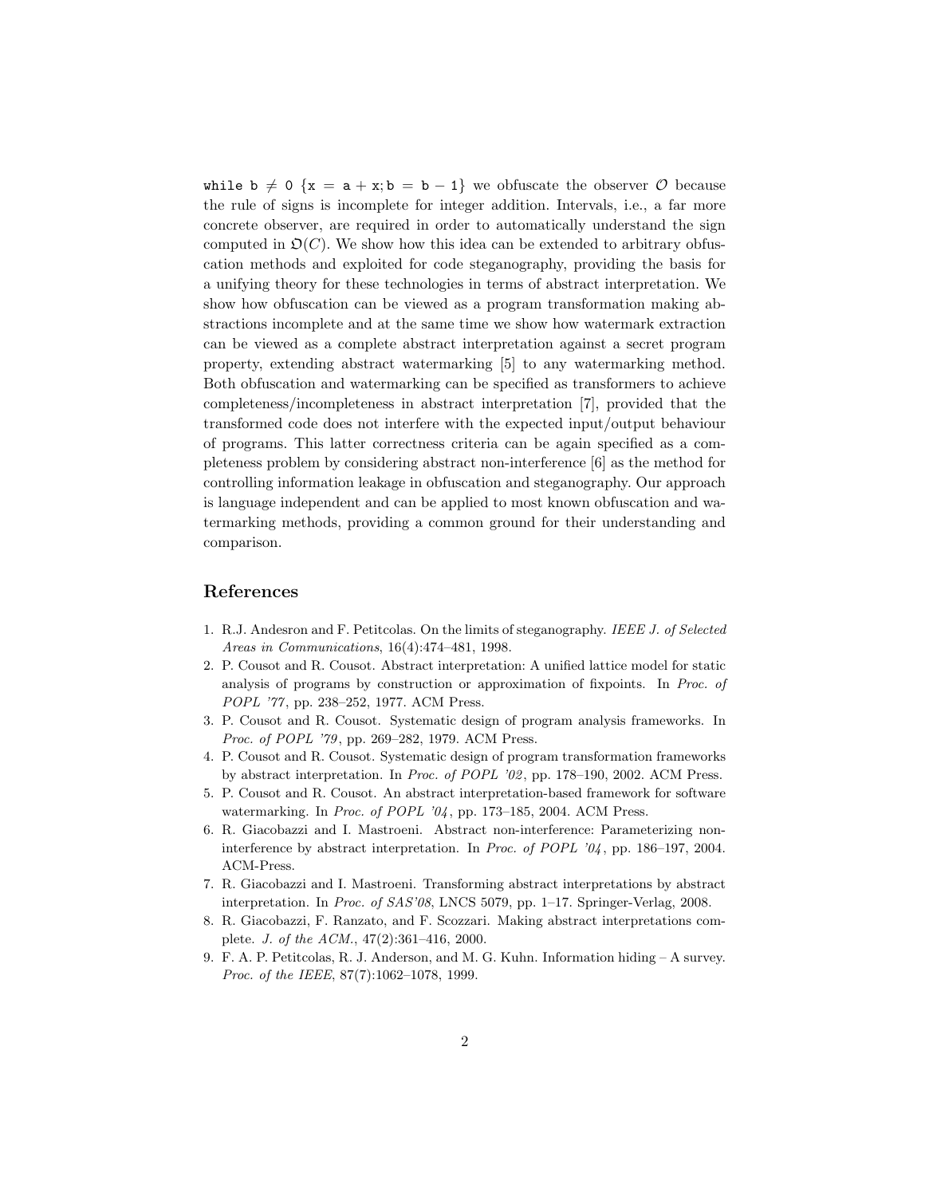`while b ≠ 0 {x = a + x; b = b − 1}` we obfuscate the observer $\mathcal{O}$ because the rule of signs is incomplete for integer addition. Intervals, i.e., a far more concrete observer, are required in order to automatically understand the sign computed in $\mathfrak{O}(C)$. We show how this idea can be extended to arbitrary obfuscation methods and exploited for code steganography, providing the basis for a unifying theory for these technologies in terms of abstract interpretation. We show how obfuscation can be viewed as a program transformation making abstractions incomplete and at the same time we show how watermark extraction can be viewed as a complete abstract interpretation against a secret program property, extending abstract watermarking [5] to any watermarking method. Both obfuscation and watermarking can be specified as transformers to achieve completeness/incompleteness in abstract interpretation [7], provided that the transformed code does not interfere with the expected input/output behaviour of programs. This latter correctness criteria can be again specified as a completeness problem by considering abstract non-interference [6] as the method for controlling information leakage in obfuscation and steganography. Our approach is language independent and can be applied to most known obfuscation and watermarking methods, providing a common ground for their understanding and comparison.

## References

1. R.J. Andesron and F. Petitcolas. On the limits of steganography. *IEEE J. of Selected Areas in Communications*, 16(4):474–481, 1998.
2. P. Cousot and R. Cousot. Abstract interpretation: A unified lattice model for static analysis of programs by construction or approximation of fixpoints. In *Proc. of POPL '77*, pp. 238–252, 1977. ACM Press.
3. P. Cousot and R. Cousot. Systematic design of program analysis frameworks. In *Proc. of POPL '79*, pp. 269–282, 1979. ACM Press.
4. P. Cousot and R. Cousot. Systematic design of program transformation frameworks by abstract interpretation. In *Proc. of POPL '02*, pp. 178–190, 2002. ACM Press.
5. P. Cousot and R. Cousot. An abstract interpretation-based framework for software watermarking. In *Proc. of POPL '04*, pp. 173–185, 2004. ACM Press.
6. R. Giacobazzi and I. Mastroeni. Abstract non-interference: Parameterizing non-interference by abstract interpretation. In *Proc. of POPL '04*, pp. 186–197, 2004. ACM-Press.
7. R. Giacobazzi and I. Mastroeni. Transforming abstract interpretations by abstract interpretation. In *Proc. of SAS'08*, LNCS 5079, pp. 1–17. Springer-Verlag, 2008.
8. R. Giacobazzi, F. Ranzato, and F. Scozzari. Making abstract interpretations complete. *J. of the ACM.*, 47(2):361–416, 2000.
9. F. A. P. Petitcolas, R. J. Anderson, and M. G. Kuhn. Information hiding – A survey. *Proc. of the IEEE*, 87(7):1062–1078, 1999.